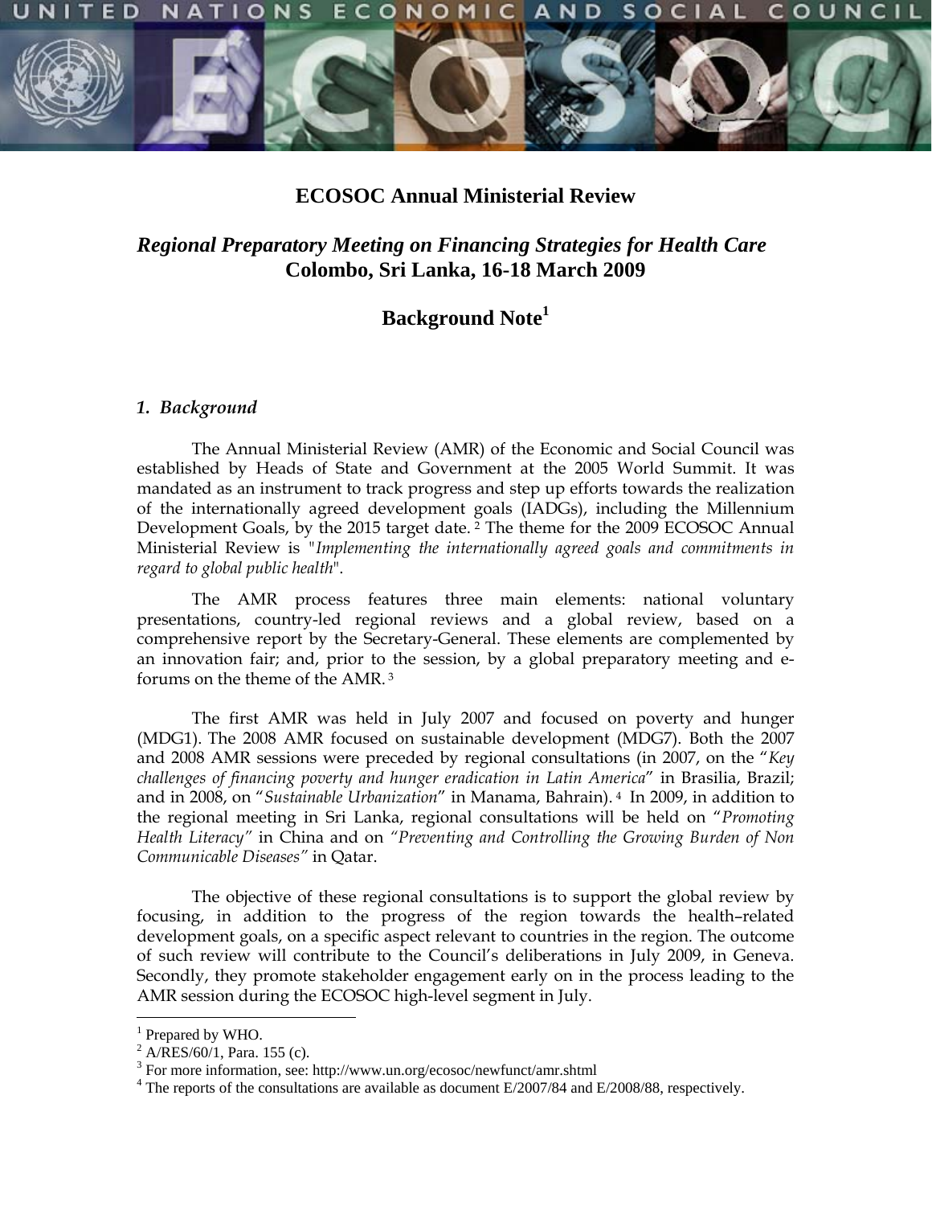# ECOSOC Annual Ministerial Review

## *Regional Preparatory Meeting on Financing Strategies for Health Care*
## Colombo, Sri Lanka, 16-18 March 2009

## Background Note[1]

### *1. Background*

The Annual Ministerial Review (AMR) of the Economic and Social Council was established by Heads of State and Government at the 2005 World Summit. It was mandated as an instrument to track progress and step up efforts towards the realization of the internationally agreed development goals (IADGs), including the Millennium Development Goals, by the 2015 target date.[2] The theme for the 2009 ECOSOC Annual Ministerial Review is "*Implementing the internationally agreed goals and commitments in regard to global public health*".

The AMR process features three main elements: national voluntary presentations, country-led regional reviews and a global review, based on a comprehensive report by the Secretary-General. These elements are complemented by an innovation fair; and, prior to the session, by a global preparatory meeting and e-forums on the theme of the AMR.[3]

The first AMR was held in July 2007 and focused on poverty and hunger (MDG1). The 2008 AMR focused on sustainable development (MDG7). Both the 2007 and 2008 AMR sessions were preceded by regional consultations (in 2007, on the "*Key challenges of financing poverty and hunger eradication in Latin America*" in Brasilia, Brazil; and in 2008, on "*Sustainable Urbanization*" in Manama, Bahrain).[4] In 2009, in addition to the regional meeting in Sri Lanka, regional consultations will be held on "*Promoting Health Literacy"* in China and on *"Preventing and Controlling the Growing Burden of Non Communicable Diseases"* in Qatar.

The objective of these regional consultations is to support the global review by focusing, in addition to the progress of the region towards the health–related development goals, on a specific aspect relevant to countries in the region. The outcome of such review will contribute to the Council's deliberations in July 2009, in Geneva. Secondly, they promote stakeholder engagement early on in the process leading to the AMR session during the ECOSOC high-level segment in July.

---

[1] Prepared by WHO.

[2] A/RES/60/1, Para. 155 (c).

[3] For more information, see: http://www.un.org/ecosoc/newfunct/amr.shtml

[4] The reports of the consultations are available as document E/2007/84 and E/2008/88, respectively.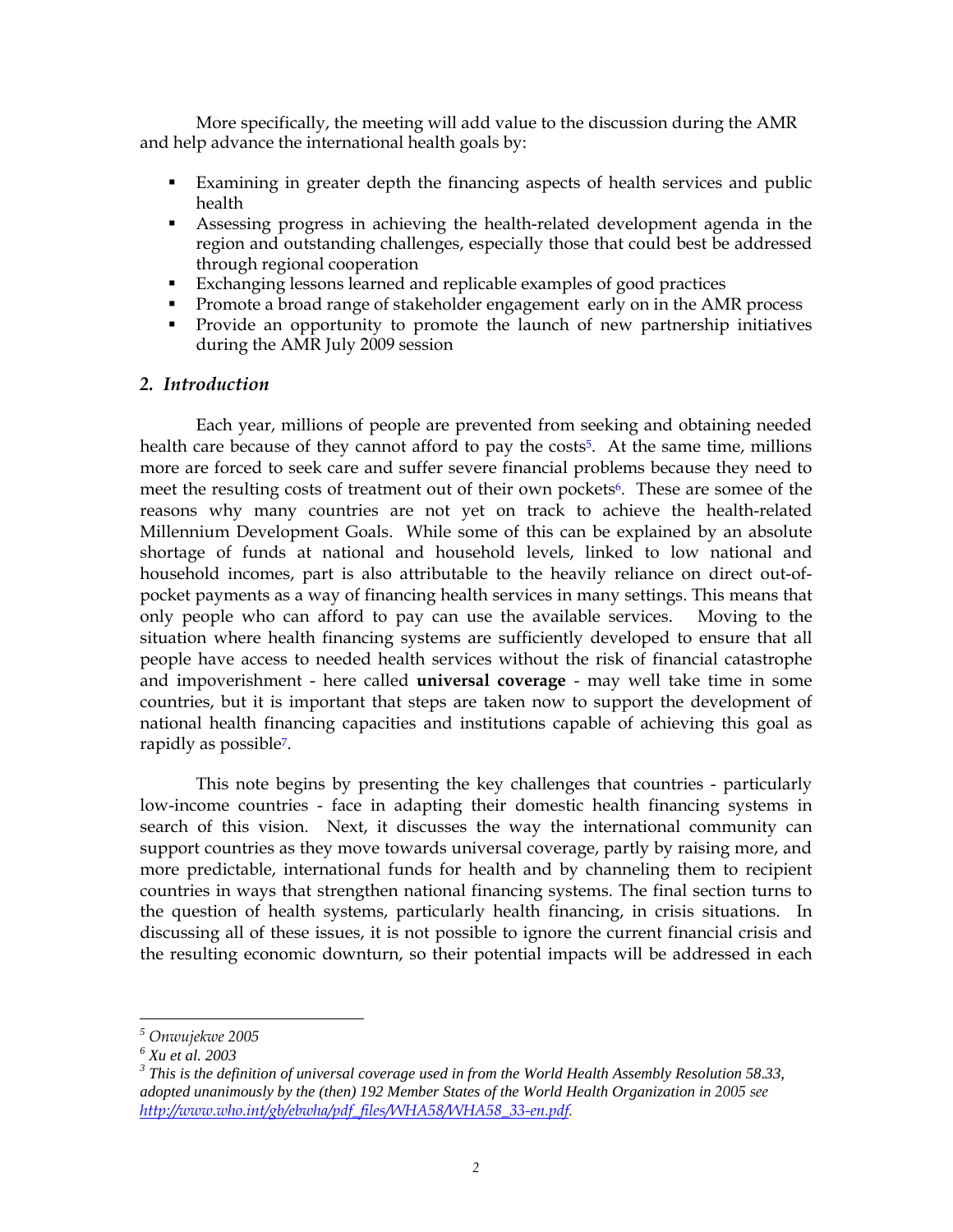More specifically, the meeting will add value to the discussion during the AMR and help advance the international health goals by:

- Examining in greater depth the financing aspects of health services and public health
- Assessing progress in achieving the health-related development agenda in the region and outstanding challenges, especially those that could best be addressed through regional cooperation
- Exchanging lessons learned and replicable examples of good practices
- Promote a broad range of stakeholder engagement early on in the AMR process
- Provide an opportunity to promote the launch of new partnership initiatives during the AMR July 2009 session

## *2. Introduction*

Each year, millions of people are prevented from seeking and obtaining needed health care because of they cannot afford to pay the costs[5]. At the same time, millions more are forced to seek care and suffer severe financial problems because they need to meet the resulting costs of treatment out of their own pockets[6]. These are somee of the reasons why many countries are not yet on track to achieve the health-related Millennium Development Goals. While some of this can be explained by an absolute shortage of funds at national and household levels, linked to low national and household incomes, part is also attributable to the heavily reliance on direct out-of-pocket payments as a way of financing health services in many settings. This means that only people who can afford to pay can use the available services. Moving to the situation where health financing systems are sufficiently developed to ensure that all people have access to needed health services without the risk of financial catastrophe and impoverishment - here called **universal coverage** - may well take time in some countries, but it is important that steps are taken now to support the development of national health financing capacities and institutions capable of achieving this goal as rapidly as possible[7].

This note begins by presenting the key challenges that countries - particularly low-income countries - face in adapting their domestic health financing systems in search of this vision. Next, it discusses the way the international community can support countries as they move towards universal coverage, partly by raising more, and more predictable, international funds for health and by channeling them to recipient countries in ways that strengthen national financing systems. The final section turns to the question of health systems, particularly health financing, in crisis situations. In discussing all of these issues, it is not possible to ignore the current financial crisis and the resulting economic downturn, so their potential impacts will be addressed in each

---

[5] *Onwujekwe 2005*

[6] *Xu et al. 2003*

[3] *This is the definition of universal coverage used in from the World Health Assembly Resolution 58.33, adopted unanimously by the (then) 192 Member States of the World Health Organization in 2005 see [http://www.who.int/gb/ebwha/pdf_files/WHA58/WHA58_33-en.pdf](http://www.who.int/gb/ebwha/pdf_files/WHA58/WHA58_33-en.pdf).*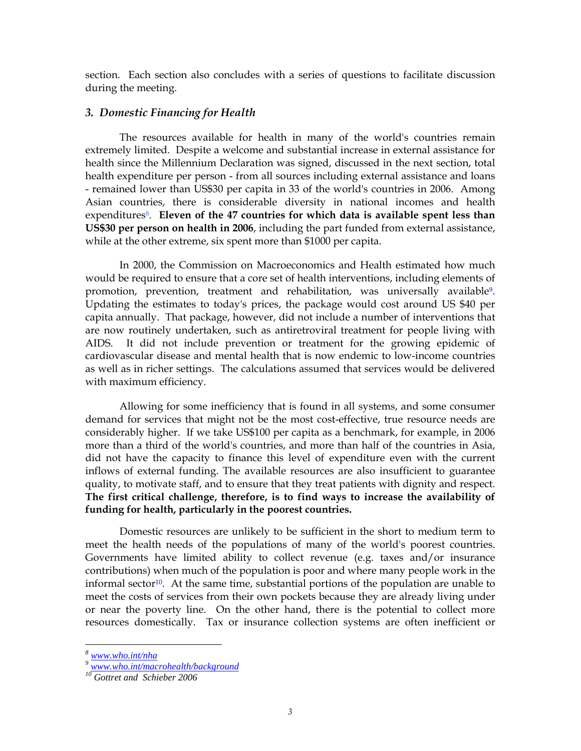section. Each section also concludes with a series of questions to facilitate discussion during the meeting.

### *3. Domestic Financing for Health*

The resources available for health in many of the world's countries remain extremely limited. Despite a welcome and substantial increase in external assistance for health since the Millennium Declaration was signed, discussed in the next section, total health expenditure per person - from all sources including external assistance and loans - remained lower than US$30 per capita in 33 of the world's countries in 2006. Among Asian countries, there is considerable diversity in national incomes and health expenditures[8]. **Eleven of the 47 countries for which data is available spent less than US$30 per person on health in 2006**, including the part funded from external assistance, while at the other extreme, six spent more than $1000 per capita.

In 2000, the Commission on Macroeconomics and Health estimated how much would be required to ensure that a core set of health interventions, including elements of promotion, prevention, treatment and rehabilitation, was universally available[9]. Updating the estimates to today's prices, the package would cost around US $40 per capita annually. That package, however, did not include a number of interventions that are now routinely undertaken, such as antiretroviral treatment for people living with AIDS. It did not include prevention or treatment for the growing epidemic of cardiovascular disease and mental health that is now endemic to low-income countries as well as in richer settings. The calculations assumed that services would be delivered with maximum efficiency.

Allowing for some inefficiency that is found in all systems, and some consumer demand for services that might not be the most cost-effective, true resource needs are considerably higher. If we take US$100 per capita as a benchmark, for example, in 2006 more than a third of the world's countries, and more than half of the countries in Asia, did not have the capacity to finance this level of expenditure even with the current inflows of external funding. The available resources are also insufficient to guarantee quality, to motivate staff, and to ensure that they treat patients with dignity and respect. **The first critical challenge, therefore, is to find ways to increase the availability of funding for health, particularly in the poorest countries.**

Domestic resources are unlikely to be sufficient in the short to medium term to meet the health needs of the populations of many of the world's poorest countries. Governments have limited ability to collect revenue (e.g. taxes and/or insurance contributions) when much of the population is poor and where many people work in the informal sector[10]. At the same time, substantial portions of the population are unable to meet the costs of services from their own pockets because they are already living under or near the poverty line. On the other hand, there is the potential to collect more resources domestically. Tax or insurance collection systems are often inefficient or

---

[8] www.who.int/nha

[9] www.who.int/macrohealth/background

[10] *Gottret and Schieber 2006*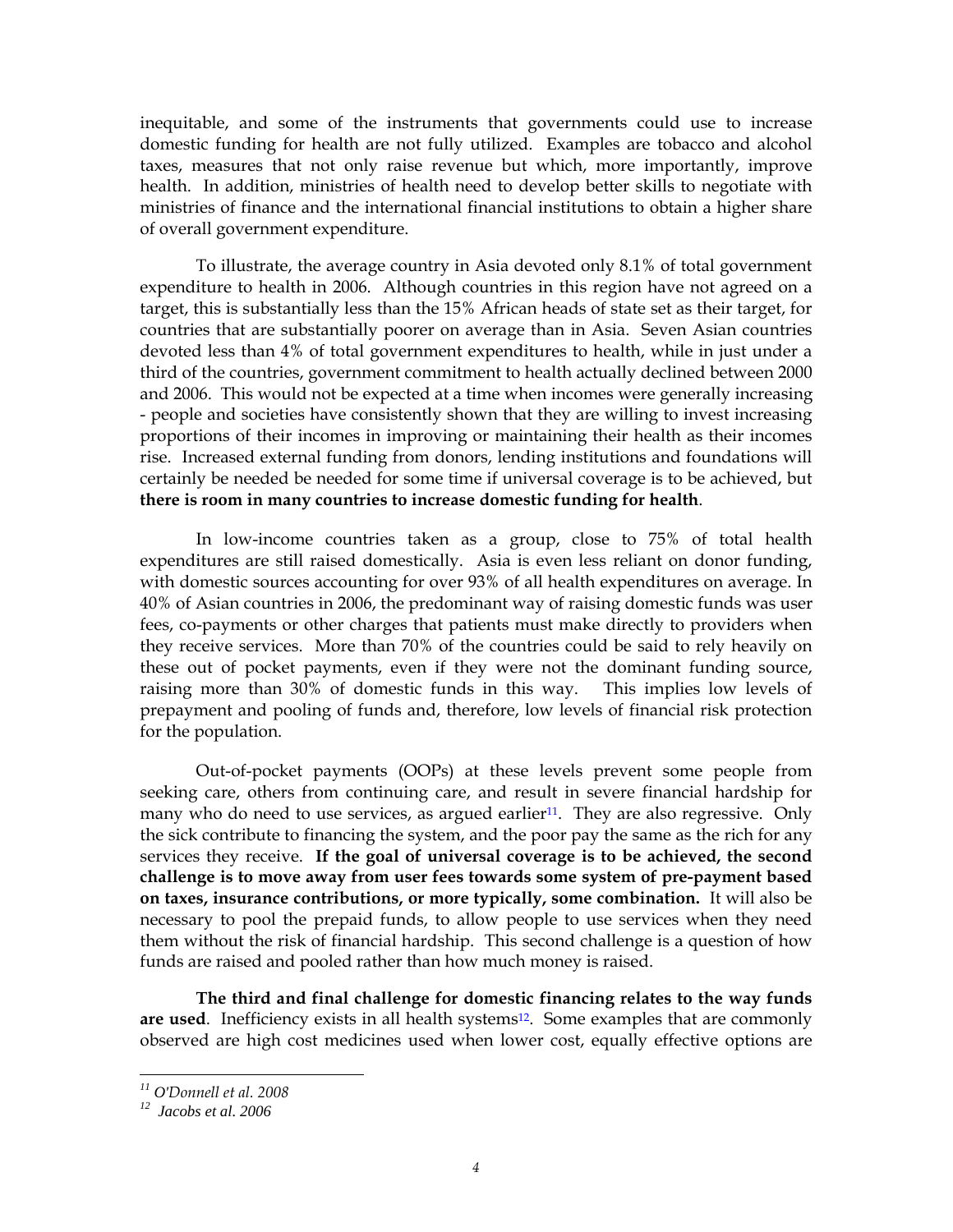inequitable, and some of the instruments that governments could use to increase domestic funding for health are not fully utilized. Examples are tobacco and alcohol taxes, measures that not only raise revenue but which, more importantly, improve health. In addition, ministries of health need to develop better skills to negotiate with ministries of finance and the international financial institutions to obtain a higher share of overall government expenditure.

To illustrate, the average country in Asia devoted only 8.1% of total government expenditure to health in 2006. Although countries in this region have not agreed on a target, this is substantially less than the 15% African heads of state set as their target, for countries that are substantially poorer on average than in Asia. Seven Asian countries devoted less than 4% of total government expenditures to health, while in just under a third of the countries, government commitment to health actually declined between 2000 and 2006. This would not be expected at a time when incomes were generally increasing - people and societies have consistently shown that they are willing to invest increasing proportions of their incomes in improving or maintaining their health as their incomes rise. Increased external funding from donors, lending institutions and foundations will certainly be needed be needed for some time if universal coverage is to be achieved, but **there is room in many countries to increase domestic funding for health**.

In low-income countries taken as a group, close to 75% of total health expenditures are still raised domestically. Asia is even less reliant on donor funding, with domestic sources accounting for over 93% of all health expenditures on average. In 40% of Asian countries in 2006, the predominant way of raising domestic funds was user fees, co-payments or other charges that patients must make directly to providers when they receive services. More than 70% of the countries could be said to rely heavily on these out of pocket payments, even if they were not the dominant funding source, raising more than 30% of domestic funds in this way. This implies low levels of prepayment and pooling of funds and, therefore, low levels of financial risk protection for the population.

Out-of-pocket payments (OOPs) at these levels prevent some people from seeking care, others from continuing care, and result in severe financial hardship for many who do need to use services, as argued earlier[11]. They are also regressive. Only the sick contribute to financing the system, and the poor pay the same as the rich for any services they receive. **If the goal of universal coverage is to be achieved, the second challenge is to move away from user fees towards some system of pre-payment based on taxes, insurance contributions, or more typically, some combination.** It will also be necessary to pool the prepaid funds, to allow people to use services when they need them without the risk of financial hardship. This second challenge is a question of how funds are raised and pooled rather than how much money is raised.

**The third and final challenge for domestic financing relates to the way funds are used**. Inefficiency exists in all health systems[12]. Some examples that are commonly observed are high cost medicines used when lower cost, equally effective options are

---

[11] *O'Donnell et al. 2008*

[12] *Jacobs et al. 2006*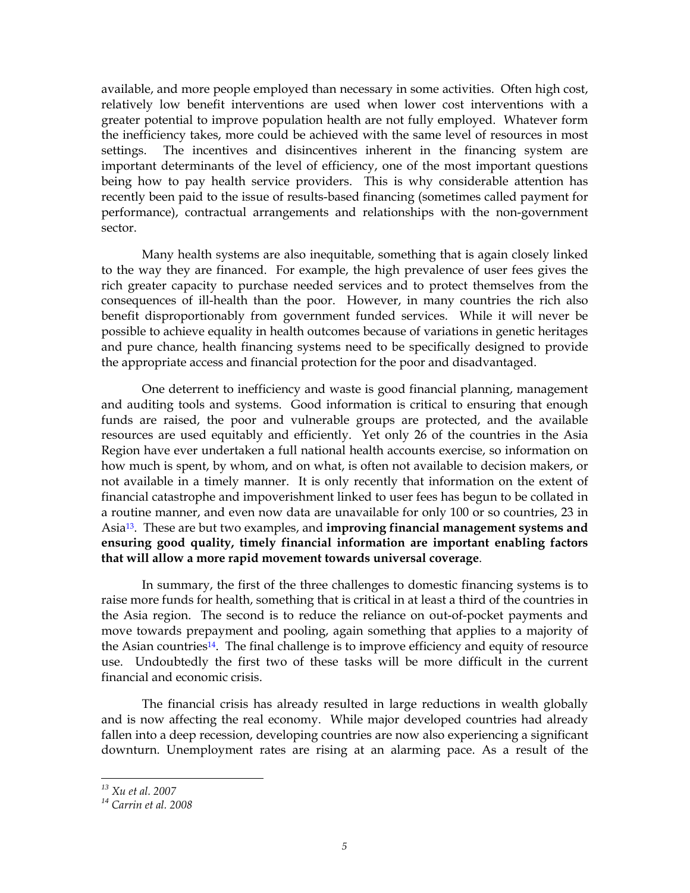available, and more people employed than necessary in some activities. Often high cost, relatively low benefit interventions are used when lower cost interventions with a greater potential to improve population health are not fully employed. Whatever form the inefficiency takes, more could be achieved with the same level of resources in most settings. The incentives and disincentives inherent in the financing system are important determinants of the level of efficiency, one of the most important questions being how to pay health service providers. This is why considerable attention has recently been paid to the issue of results-based financing (sometimes called payment for performance), contractual arrangements and relationships with the non-government sector.

Many health systems are also inequitable, something that is again closely linked to the way they are financed. For example, the high prevalence of user fees gives the rich greater capacity to purchase needed services and to protect themselves from the consequences of ill-health than the poor. However, in many countries the rich also benefit disproportionably from government funded services. While it will never be possible to achieve equality in health outcomes because of variations in genetic heritages and pure chance, health financing systems need to be specifically designed to provide the appropriate access and financial protection for the poor and disadvantaged.

One deterrent to inefficiency and waste is good financial planning, management and auditing tools and systems. Good information is critical to ensuring that enough funds are raised, the poor and vulnerable groups are protected, and the available resources are used equitably and efficiently. Yet only 26 of the countries in the Asia Region have ever undertaken a full national health accounts exercise, so information on how much is spent, by whom, and on what, is often not available to decision makers, or not available in a timely manner. It is only recently that information on the extent of financial catastrophe and impoverishment linked to user fees has begun to be collated in a routine manner, and even now data are unavailable for only 100 or so countries, 23 in Asia[13]. These are but two examples, and **improving financial management systems and ensuring good quality, timely financial information are important enabling factors that will allow a more rapid movement towards universal coverage**.

In summary, the first of the three challenges to domestic financing systems is to raise more funds for health, something that is critical in at least a third of the countries in the Asia region. The second is to reduce the reliance on out-of-pocket payments and move towards prepayment and pooling, again something that applies to a majority of the Asian countries[14]. The final challenge is to improve efficiency and equity of resource use. Undoubtedly the first two of these tasks will be more difficult in the current financial and economic crisis.

The financial crisis has already resulted in large reductions in wealth globally and is now affecting the real economy. While major developed countries had already fallen into a deep recession, developing countries are now also experiencing a significant downturn. Unemployment rates are rising at an alarming pace. As a result of the

---

[13] *Xu et al. 2007*

[14] *Carrin et al. 2008*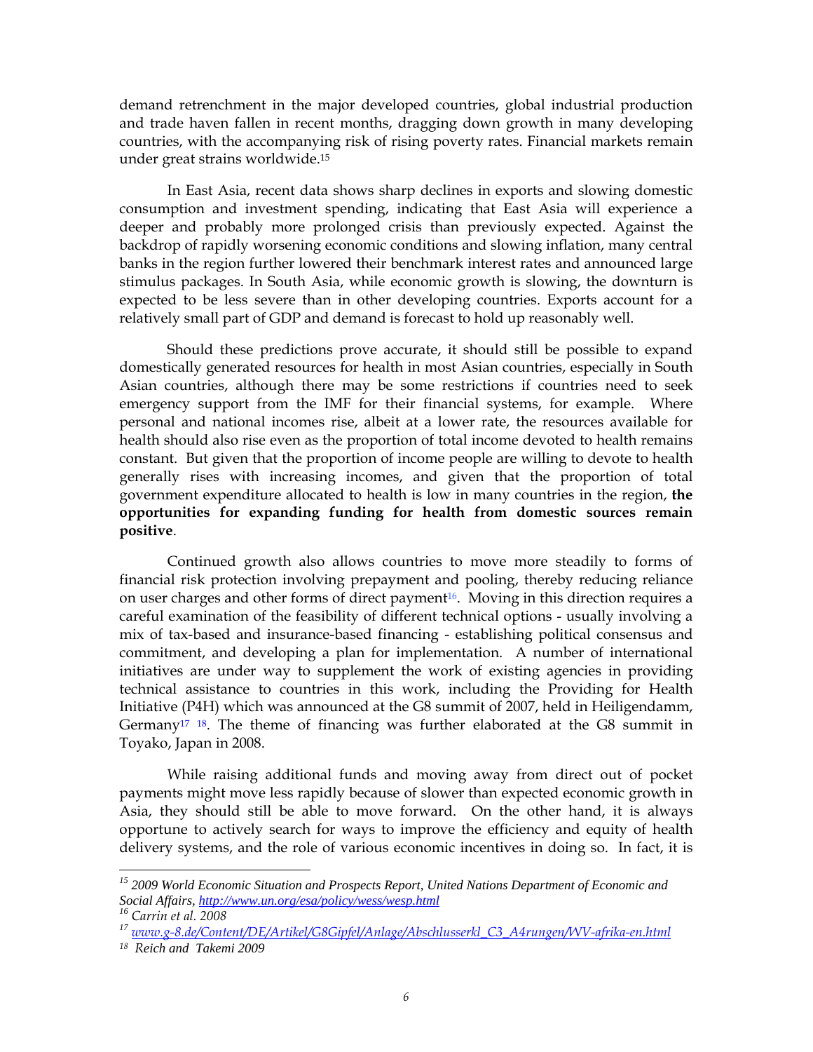demand retrenchment in the major developed countries, global industrial production and trade haven fallen in recent months, dragging down growth in many developing countries, with the accompanying risk of rising poverty rates. Financial markets remain under great strains worldwide.[15]

In East Asia, recent data shows sharp declines in exports and slowing domestic consumption and investment spending, indicating that East Asia will experience a deeper and probably more prolonged crisis than previously expected. Against the backdrop of rapidly worsening economic conditions and slowing inflation, many central banks in the region further lowered their benchmark interest rates and announced large stimulus packages. In South Asia, while economic growth is slowing, the downturn is expected to be less severe than in other developing countries. Exports account for a relatively small part of GDP and demand is forecast to hold up reasonably well.

Should these predictions prove accurate, it should still be possible to expand domestically generated resources for health in most Asian countries, especially in South Asian countries, although there may be some restrictions if countries need to seek emergency support from the IMF for their financial systems, for example. Where personal and national incomes rise, albeit at a lower rate, the resources available for health should also rise even as the proportion of total income devoted to health remains constant. But given that the proportion of income people are willing to devote to health generally rises with increasing incomes, and given that the proportion of total government expenditure allocated to health is low in many countries in the region, **the opportunities for expanding funding for health from domestic sources remain positive**.

Continued growth also allows countries to move more steadily to forms of financial risk protection involving prepayment and pooling, thereby reducing reliance on user charges and other forms of direct payment[16]. Moving in this direction requires a careful examination of the feasibility of different technical options - usually involving a mix of tax-based and insurance-based financing - establishing political consensus and commitment, and developing a plan for implementation. A number of international initiatives are under way to supplement the work of existing agencies in providing technical assistance to countries in this work, including the Providing for Health Initiative (P4H) which was announced at the G8 summit of 2007, held in Heiligendamm, Germany[17] [18]. The theme of financing was further elaborated at the G8 summit in Toyako, Japan in 2008.

While raising additional funds and moving away from direct out of pocket payments might move less rapidly because of slower than expected economic growth in Asia, they should still be able to move forward. On the other hand, it is always opportune to actively search for ways to improve the efficiency and equity of health delivery systems, and the role of various economic incentives in doing so. In fact, it is

---

[15] *2009 World Economic Situation and Prospects Report, United Nations Department of Economic and Social Affairs, http://www.un.org/esa/policy/wess/wesp.html*

[16] *Carrin et al. 2008*

[17] *www.g-8.de/Content/DE/Artikel/G8Gipfel/Anlage/Abschlusserkl_C3_A4rungen/WV-afrika-en.html*

[18] *Reich and Takemi 2009*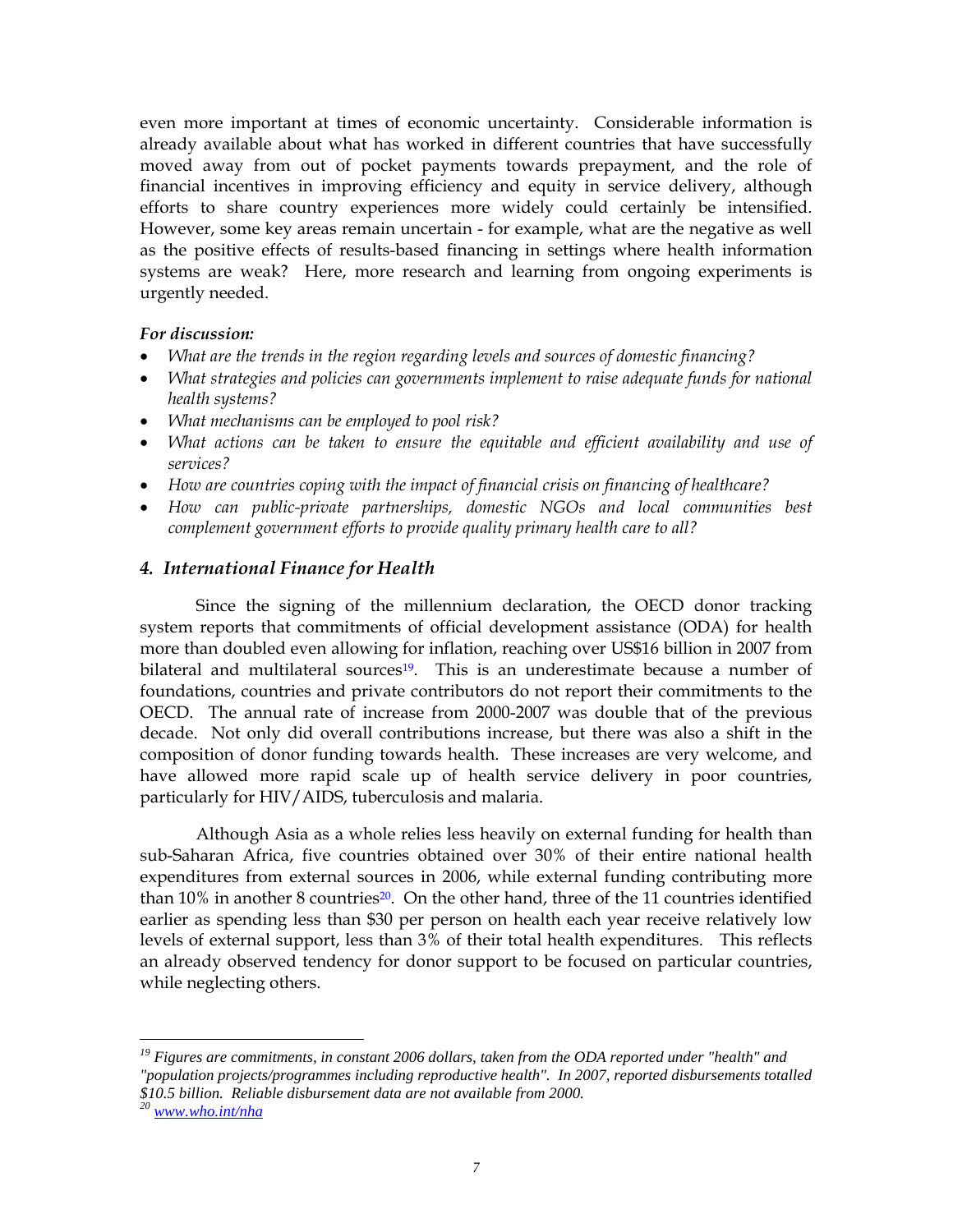even more important at times of economic uncertainty. Considerable information is already available about what has worked in different countries that have successfully moved away from out of pocket payments towards prepayment, and the role of financial incentives in improving efficiency and equity in service delivery, although efforts to share country experiences more widely could certainly be intensified. However, some key areas remain uncertain - for example, what are the negative as well as the positive effects of results-based financing in settings where health information systems are weak? Here, more research and learning from ongoing experiments is urgently needed.

***For discussion:***

- *What are the trends in the region regarding levels and sources of domestic financing?*
- *What strategies and policies can governments implement to raise adequate funds for national health systems?*
- *What mechanisms can be employed to pool risk?*
- *What actions can be taken to ensure the equitable and efficient availability and use of services?*
- *How are countries coping with the impact of financial crisis on financing of healthcare?*
- *How can public-private partnerships, domestic NGOs and local communities best complement government efforts to provide quality primary health care to all?*

## *4. International Finance for Health*

Since the signing of the millennium declaration, the OECD donor tracking system reports that commitments of official development assistance (ODA) for health more than doubled even allowing for inflation, reaching over US$16 billion in 2007 from bilateral and multilateral sources[19]. This is an underestimate because a number of foundations, countries and private contributors do not report their commitments to the OECD. The annual rate of increase from 2000-2007 was double that of the previous decade. Not only did overall contributions increase, but there was also a shift in the composition of donor funding towards health. These increases are very welcome, and have allowed more rapid scale up of health service delivery in poor countries, particularly for HIV/AIDS, tuberculosis and malaria.

Although Asia as a whole relies less heavily on external funding for health than sub-Saharan Africa, five countries obtained over 30% of their entire national health expenditures from external sources in 2006, while external funding contributing more than 10% in another 8 countries[20]. On the other hand, three of the 11 countries identified earlier as spending less than $30 per person on health each year receive relatively low levels of external support, less than 3% of their total health expenditures. This reflects an already observed tendency for donor support to be focused on particular countries, while neglecting others.

---

[19] *Figures are commitments, in constant 2006 dollars, taken from the ODA reported under "health" and "population projects/programmes including reproductive health". In 2007, reported disbursements totalled $10.5 billion. Reliable disbursement data are not available from 2000.*

[20] *www.who.int/nha*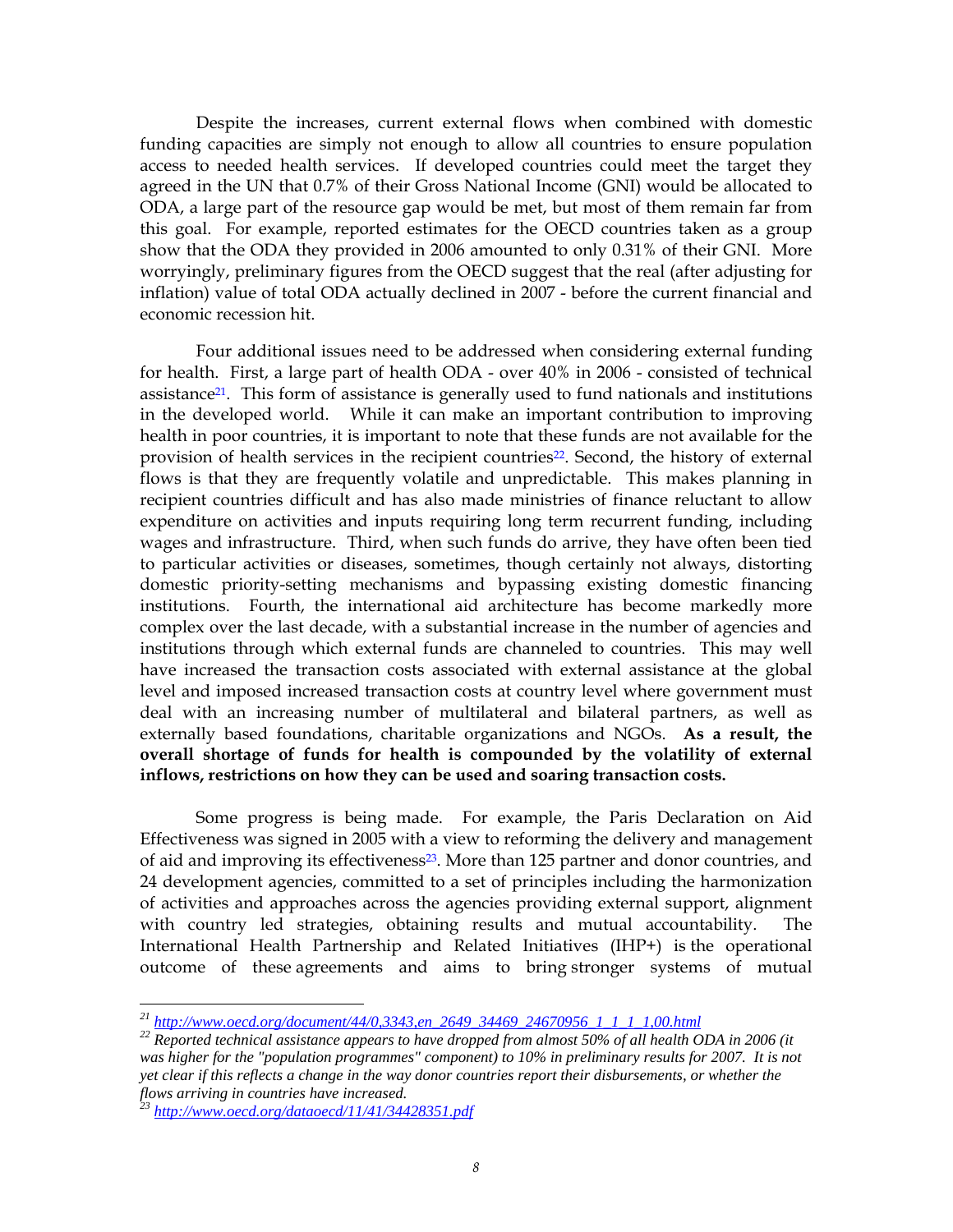Despite the increases, current external flows when combined with domestic funding capacities are simply not enough to allow all countries to ensure population access to needed health services. If developed countries could meet the target they agreed in the UN that 0.7% of their Gross National Income (GNI) would be allocated to ODA, a large part of the resource gap would be met, but most of them remain far from this goal. For example, reported estimates for the OECD countries taken as a group show that the ODA they provided in 2006 amounted to only 0.31% of their GNI. More worryingly, preliminary figures from the OECD suggest that the real (after adjusting for inflation) value of total ODA actually declined in 2007 - before the current financial and economic recession hit.

Four additional issues need to be addressed when considering external funding for health. First, a large part of health ODA - over 40% in 2006 - consisted of technical assistance[21]. This form of assistance is generally used to fund nationals and institutions in the developed world. While it can make an important contribution to improving health in poor countries, it is important to note that these funds are not available for the provision of health services in the recipient countries[22]. Second, the history of external flows is that they are frequently volatile and unpredictable. This makes planning in recipient countries difficult and has also made ministries of finance reluctant to allow expenditure on activities and inputs requiring long term recurrent funding, including wages and infrastructure. Third, when such funds do arrive, they have often been tied to particular activities or diseases, sometimes, though certainly not always, distorting domestic priority-setting mechanisms and bypassing existing domestic financing institutions. Fourth, the international aid architecture has become markedly more complex over the last decade, with a substantial increase in the number of agencies and institutions through which external funds are channeled to countries. This may well have increased the transaction costs associated with external assistance at the global level and imposed increased transaction costs at country level where government must deal with an increasing number of multilateral and bilateral partners, as well as externally based foundations, charitable organizations and NGOs. **As a result, the overall shortage of funds for health is compounded by the volatility of external inflows, restrictions on how they can be used and soaring transaction costs.**

Some progress is being made. For example, the Paris Declaration on Aid Effectiveness was signed in 2005 with a view to reforming the delivery and management of aid and improving its effectiveness[23]. More than 125 partner and donor countries, and 24 development agencies, committed to a set of principles including the harmonization of activities and approaches across the agencies providing external support, alignment with country led strategies, obtaining results and mutual accountability. The International Health Partnership and Related Initiatives (IHP+) is the operational outcome of these agreements and aims to bring stronger systems of mutual

---

[21] http://www.oecd.org/document/44/0,3343,en_2649_34469_24670956_1_1_1_1,00.html

[22] *Reported technical assistance appears to have dropped from almost 50% of all health ODA in 2006 (it was higher for the "population programmes" component) to 10% in preliminary results for 2007. It is not yet clear if this reflects a change in the way donor countries report their disbursements, or whether the flows arriving in countries have increased.*

[23] http://www.oecd.org/dataoecd/11/41/34428351.pdf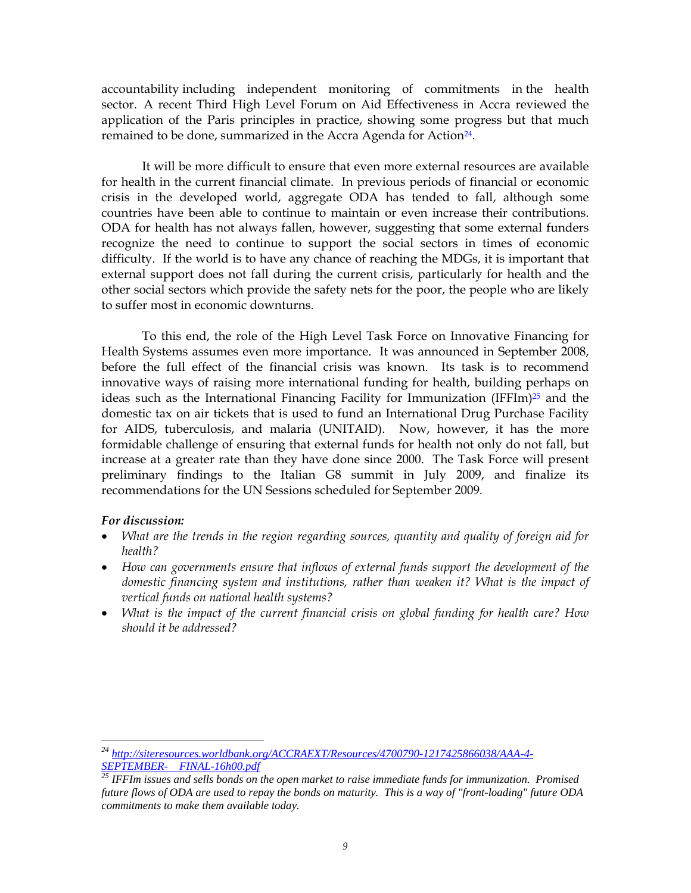accountability including independent monitoring of commitments in the health sector. A recent Third High Level Forum on Aid Effectiveness in Accra reviewed the application of the Paris principles in practice, showing some progress but that much remained to be done, summarized in the Accra Agenda for Action[24].

It will be more difficult to ensure that even more external resources are available for health in the current financial climate. In previous periods of financial or economic crisis in the developed world, aggregate ODA has tended to fall, although some countries have been able to continue to maintain or even increase their contributions. ODA for health has not always fallen, however, suggesting that some external funders recognize the need to continue to support the social sectors in times of economic difficulty. If the world is to have any chance of reaching the MDGs, it is important that external support does not fall during the current crisis, particularly for health and the other social sectors which provide the safety nets for the poor, the people who are likely to suffer most in economic downturns.

To this end, the role of the High Level Task Force on Innovative Financing for Health Systems assumes even more importance. It was announced in September 2008, before the full effect of the financial crisis was known. Its task is to recommend innovative ways of raising more international funding for health, building perhaps on ideas such as the International Financing Facility for Immunization (IFFIm)[25] and the domestic tax on air tickets that is used to fund an International Drug Purchase Facility for AIDS, tuberculosis, and malaria (UNITAID). Now, however, it has the more formidable challenge of ensuring that external funds for health not only do not fall, but increase at a greater rate than they have done since 2000. The Task Force will present preliminary findings to the Italian G8 summit in July 2009, and finalize its recommendations for the UN Sessions scheduled for September 2009.

***For discussion:***

- *What are the trends in the region regarding sources, quantity and quality of foreign aid for health?*
- *How can governments ensure that inflows of external funds support the development of the domestic financing system and institutions, rather than weaken it? What is the impact of vertical funds on national health systems?*
- *What is the impact of the current financial crisis on global funding for health care? How should it be addressed?*

---

[24] http://siteresources.worldbank.org/ACCRAEXT/Resources/4700790-1217425866038/AAA-4-SEPTEMBER-FINAL-16h00.pdf

[25] *IFFIm issues and sells bonds on the open market to raise immediate funds for immunization. Promised future flows of ODA are used to repay the bonds on maturity. This is a way of "front-loading" future ODA commitments to make them available today.*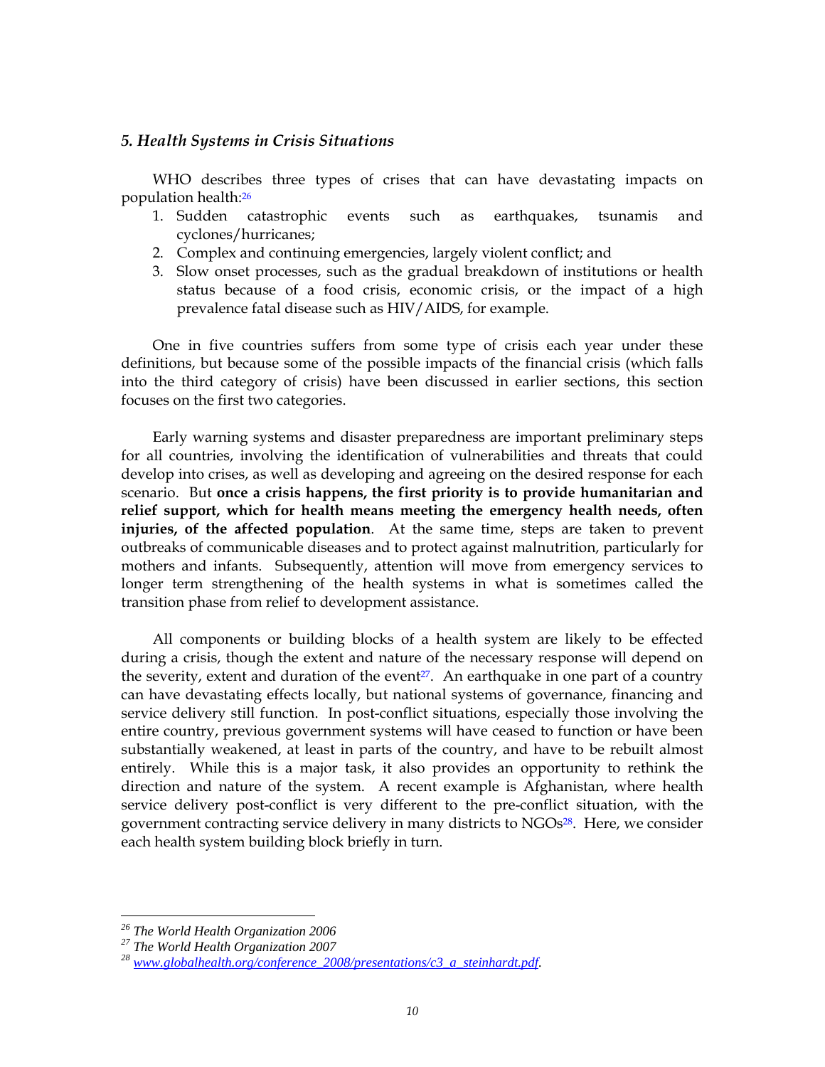### *5. Health Systems in Crisis Situations*

WHO describes three types of crises that can have devastating impacts on population health:[26]

1. Sudden catastrophic events such as earthquakes, tsunamis and cyclones/hurricanes;
2. Complex and continuing emergencies, largely violent conflict; and
3. Slow onset processes, such as the gradual breakdown of institutions or health status because of a food crisis, economic crisis, or the impact of a high prevalence fatal disease such as HIV/AIDS, for example.

One in five countries suffers from some type of crisis each year under these definitions, but because some of the possible impacts of the financial crisis (which falls into the third category of crisis) have been discussed in earlier sections, this section focuses on the first two categories.

Early warning systems and disaster preparedness are important preliminary steps for all countries, involving the identification of vulnerabilities and threats that could develop into crises, as well as developing and agreeing on the desired response for each scenario. But **once a crisis happens, the first priority is to provide humanitarian and relief support, which for health means meeting the emergency health needs, often injuries, of the affected population**. At the same time, steps are taken to prevent outbreaks of communicable diseases and to protect against malnutrition, particularly for mothers and infants. Subsequently, attention will move from emergency services to longer term strengthening of the health systems in what is sometimes called the transition phase from relief to development assistance.

All components or building blocks of a health system are likely to be effected during a crisis, though the extent and nature of the necessary response will depend on the severity, extent and duration of the event[27]. An earthquake in one part of a country can have devastating effects locally, but national systems of governance, financing and service delivery still function. In post-conflict situations, especially those involving the entire country, previous government systems will have ceased to function or have been substantially weakened, at least in parts of the country, and have to be rebuilt almost entirely. While this is a major task, it also provides an opportunity to rethink the direction and nature of the system. A recent example is Afghanistan, where health service delivery post-conflict is very different to the pre-conflict situation, with the government contracting service delivery in many districts to NGOs[28]. Here, we consider each health system building block briefly in turn.

---

[26] *The World Health Organization 2006*

[27] *The World Health Organization 2007*

[28] *www.globalhealth.org/conference_2008/presentations/c3_a_steinhardt.pdf*.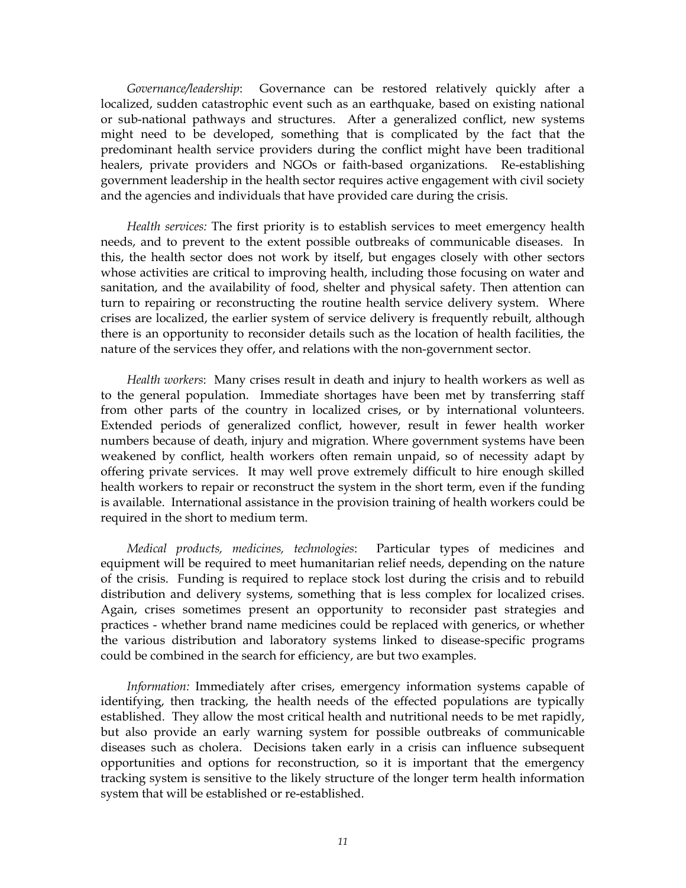*Governance/leadership*: Governance can be restored relatively quickly after a localized, sudden catastrophic event such as an earthquake, based on existing national or sub-national pathways and structures. After a generalized conflict, new systems might need to be developed, something that is complicated by the fact that the predominant health service providers during the conflict might have been traditional healers, private providers and NGOs or faith-based organizations. Re-establishing government leadership in the health sector requires active engagement with civil society and the agencies and individuals that have provided care during the crisis.

*Health services:* The first priority is to establish services to meet emergency health needs, and to prevent to the extent possible outbreaks of communicable diseases. In this, the health sector does not work by itself, but engages closely with other sectors whose activities are critical to improving health, including those focusing on water and sanitation, and the availability of food, shelter and physical safety. Then attention can turn to repairing or reconstructing the routine health service delivery system. Where crises are localized, the earlier system of service delivery is frequently rebuilt, although there is an opportunity to reconsider details such as the location of health facilities, the nature of the services they offer, and relations with the non-government sector.

*Health workers*: Many crises result in death and injury to health workers as well as to the general population. Immediate shortages have been met by transferring staff from other parts of the country in localized crises, or by international volunteers. Extended periods of generalized conflict, however, result in fewer health worker numbers because of death, injury and migration. Where government systems have been weakened by conflict, health workers often remain unpaid, so of necessity adapt by offering private services. It may well prove extremely difficult to hire enough skilled health workers to repair or reconstruct the system in the short term, even if the funding is available. International assistance in the provision training of health workers could be required in the short to medium term.

*Medical products, medicines, technologies*: Particular types of medicines and equipment will be required to meet humanitarian relief needs, depending on the nature of the crisis. Funding is required to replace stock lost during the crisis and to rebuild distribution and delivery systems, something that is less complex for localized crises. Again, crises sometimes present an opportunity to reconsider past strategies and practices - whether brand name medicines could be replaced with generics, or whether the various distribution and laboratory systems linked to disease-specific programs could be combined in the search for efficiency, are but two examples.

*Information:* Immediately after crises, emergency information systems capable of identifying, then tracking, the health needs of the effected populations are typically established. They allow the most critical health and nutritional needs to be met rapidly, but also provide an early warning system for possible outbreaks of communicable diseases such as cholera. Decisions taken early in a crisis can influence subsequent opportunities and options for reconstruction, so it is important that the emergency tracking system is sensitive to the likely structure of the longer term health information system that will be established or re-established.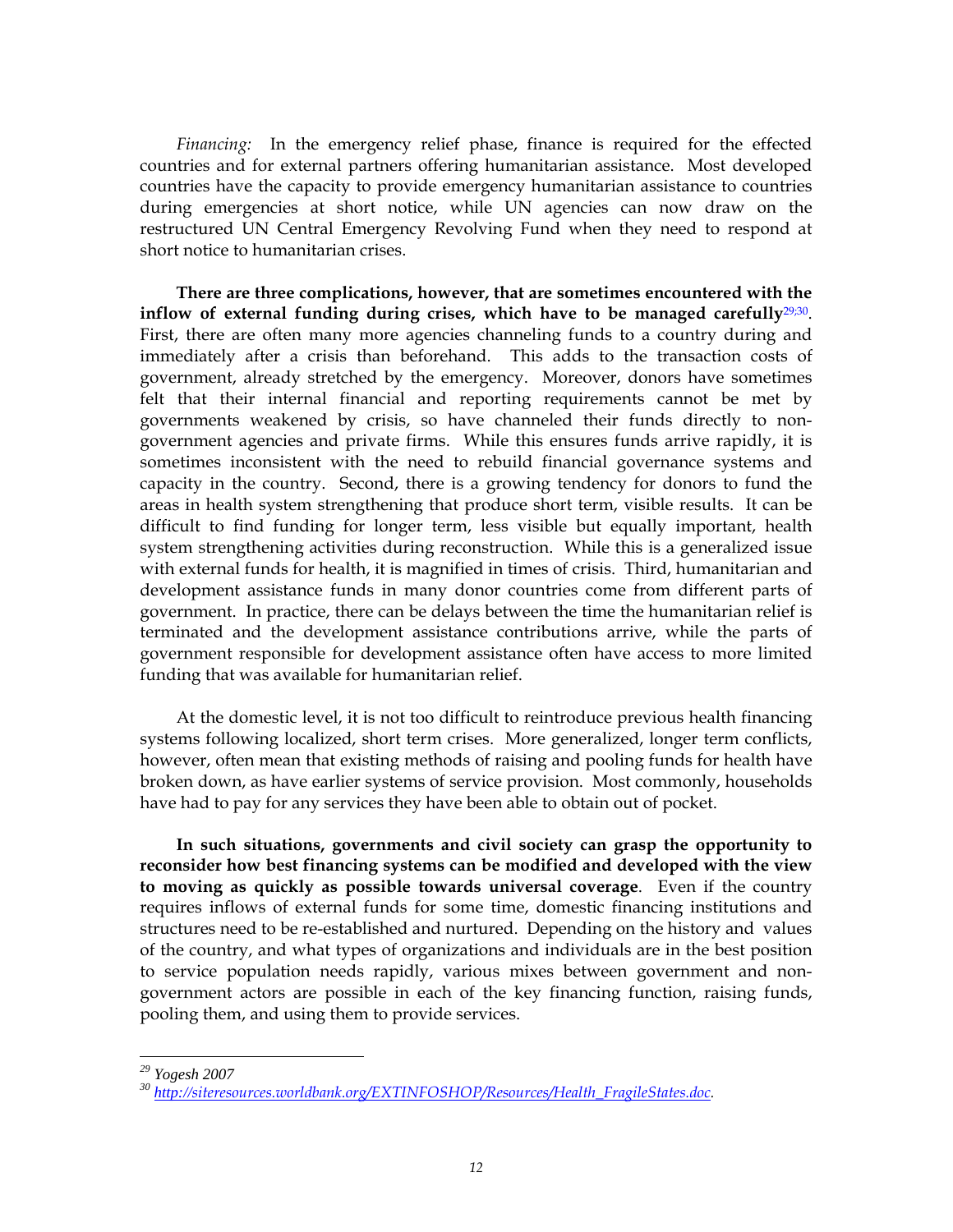*Financing:* In the emergency relief phase, finance is required for the effected countries and for external partners offering humanitarian assistance. Most developed countries have the capacity to provide emergency humanitarian assistance to countries during emergencies at short notice, while UN agencies can now draw on the restructured UN Central Emergency Revolving Fund when they need to respond at short notice to humanitarian crises.

**There are three complications, however, that are sometimes encountered with the inflow of external funding during crises, which have to be managed carefully**[29;30]. First, there are often many more agencies channeling funds to a country during and immediately after a crisis than beforehand. This adds to the transaction costs of government, already stretched by the emergency. Moreover, donors have sometimes felt that their internal financial and reporting requirements cannot be met by governments weakened by crisis, so have channeled their funds directly to non-government agencies and private firms. While this ensures funds arrive rapidly, it is sometimes inconsistent with the need to rebuild financial governance systems and capacity in the country. Second, there is a growing tendency for donors to fund the areas in health system strengthening that produce short term, visible results. It can be difficult to find funding for longer term, less visible but equally important, health system strengthening activities during reconstruction. While this is a generalized issue with external funds for health, it is magnified in times of crisis. Third, humanitarian and development assistance funds in many donor countries come from different parts of government. In practice, there can be delays between the time the humanitarian relief is terminated and the development assistance contributions arrive, while the parts of government responsible for development assistance often have access to more limited funding that was available for humanitarian relief.

At the domestic level, it is not too difficult to reintroduce previous health financing systems following localized, short term crises. More generalized, longer term conflicts, however, often mean that existing methods of raising and pooling funds for health have broken down, as have earlier systems of service provision. Most commonly, households have had to pay for any services they have been able to obtain out of pocket.

**In such situations, governments and civil society can grasp the opportunity to reconsider how best financing systems can be modified and developed with the view to moving as quickly as possible towards universal coverage**. Even if the country requires inflows of external funds for some time, domestic financing institutions and structures need to be re-established and nurtured. Depending on the history and values of the country, and what types of organizations and individuals are in the best position to service population needs rapidly, various mixes between government and non-government actors are possible in each of the key financing function, raising funds, pooling them, and using them to provide services.

---

[29] *Yogesh 2007*

[30] *http://siteresources.worldbank.org/EXTINFOSHOP/Resources/Health_FragileStates.doc.*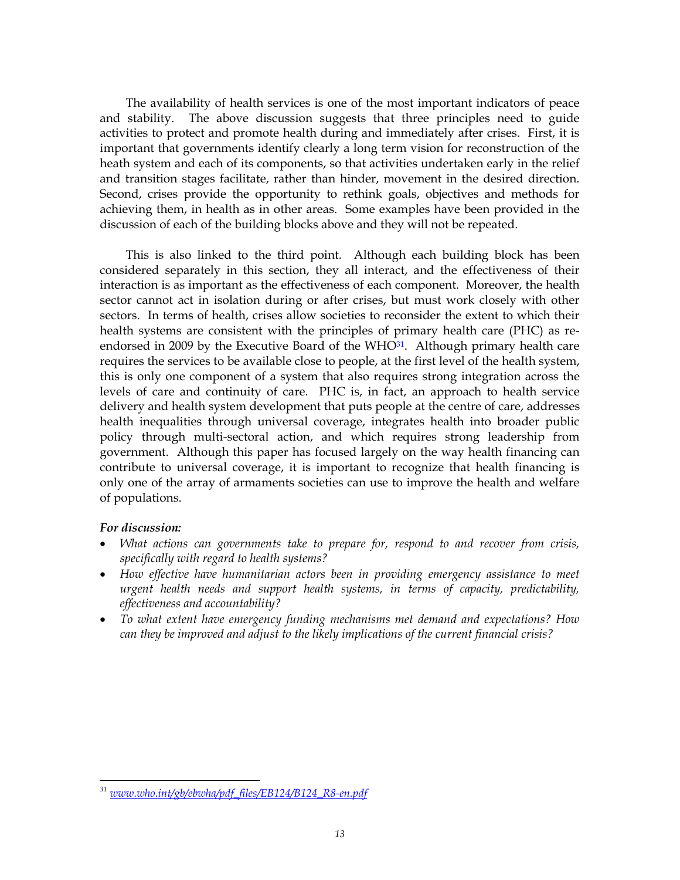The availability of health services is one of the most important indicators of peace and stability. The above discussion suggests that three principles need to guide activities to protect and promote health during and immediately after crises. First, it is important that governments identify clearly a long term vision for reconstruction of the heath system and each of its components, so that activities undertaken early in the relief and transition stages facilitate, rather than hinder, movement in the desired direction. Second, crises provide the opportunity to rethink goals, objectives and methods for achieving them, in health as in other areas. Some examples have been provided in the discussion of each of the building blocks above and they will not be repeated.

This is also linked to the third point. Although each building block has been considered separately in this section, they all interact, and the effectiveness of their interaction is as important as the effectiveness of each component. Moreover, the health sector cannot act in isolation during or after crises, but must work closely with other sectors. In terms of health, crises allow societies to reconsider the extent to which their health systems are consistent with the principles of primary health care (PHC) as re-endorsed in 2009 by the Executive Board of the WHO[31]. Although primary health care requires the services to be available close to people, at the first level of the health system, this is only one component of a system that also requires strong integration across the levels of care and continuity of care. PHC is, in fact, an approach to health service delivery and health system development that puts people at the centre of care, addresses health inequalities through universal coverage, integrates health into broader public policy through multi-sectoral action, and which requires strong leadership from government. Although this paper has focused largely on the way health financing can contribute to universal coverage, it is important to recognize that health financing is only one of the array of armaments societies can use to improve the health and welfare of populations.

***For discussion:***

- *What actions can governments take to prepare for, respond to and recover from crisis, specifically with regard to health systems?*
- *How effective have humanitarian actors been in providing emergency assistance to meet urgent health needs and support health systems, in terms of capacity, predictability, effectiveness and accountability?*
- *To what extent have emergency funding mechanisms met demand and expectations? How can they be improved and adjust to the likely implications of the current financial crisis?*

---

[31] *www.who.int/gb/ebwha/pdf_files/EB124/B124_R8-en.pdf*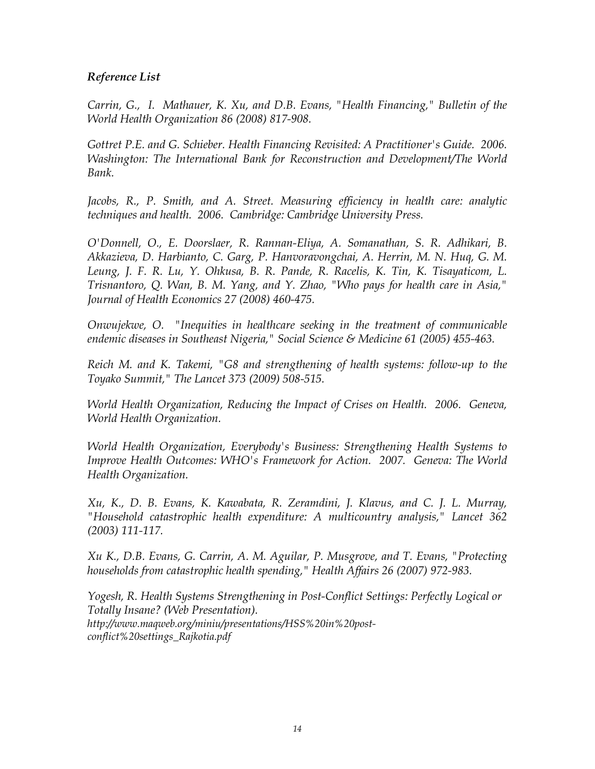### *Reference List*

*Carrin, G., I. Mathauer, K. Xu, and D.B. Evans, "Health Financing," Bulletin of the World Health Organization 86 (2008) 817-908.*

*Gottret P.E. and G. Schieber. Health Financing Revisited: A Practitioner's Guide. 2006. Washington: The International Bank for Reconstruction and Development/The World Bank.*

*Jacobs, R., P. Smith, and A. Street. Measuring efficiency in health care: analytic techniques and health. 2006. Cambridge: Cambridge University Press.*

*O'Donnell, O., E. Doorslaer, R. Rannan-Eliya, A. Somanathan, S. R. Adhikari, B. Akkazieva, D. Harbianto, C. Garg, P. Hanvoravongchai, A. Herrin, M. N. Huq, G. M. Leung, J. F. R. Lu, Y. Ohkusa, B. R. Pande, R. Racelis, K. Tin, K. Tisayaticom, L. Trisnantoro, Q. Wan, B. M. Yang, and Y. Zhao, "Who pays for health care in Asia," Journal of Health Economics 27 (2008) 460-475.*

*Onwujekwe, O. "Inequities in healthcare seeking in the treatment of communicable endemic diseases in Southeast Nigeria," Social Science & Medicine 61 (2005) 455-463.*

*Reich M. and K. Takemi, "G8 and strengthening of health systems: follow-up to the Toyako Summit," The Lancet 373 (2009) 508-515.*

*World Health Organization, Reducing the Impact of Crises on Health. 2006. Geneva, World Health Organization.*

*World Health Organization, Everybody's Business: Strengthening Health Systems to Improve Health Outcomes: WHO's Framework for Action. 2007. Geneva: The World Health Organization.*

*Xu, K., D. B. Evans, K. Kawabata, R. Zeramdini, J. Klavus, and C. J. L. Murray, "Household catastrophic health expenditure: A multicountry analysis," Lancet 362 (2003) 111-117.*

*Xu K., D.B. Evans, G. Carrin, A. M. Aguilar, P. Musgrove, and T. Evans, "Protecting households from catastrophic health spending," Health Affairs 26 (2007) 972-983.*

*Yogesh, R. Health Systems Strengthening in Post-Conflict Settings: Perfectly Logical or Totally Insane? (Web Presentation). http://www.maqweb.org/miniu/presentations/HSS%20in%20post-conflict%20settings_Rajkotia.pdf*